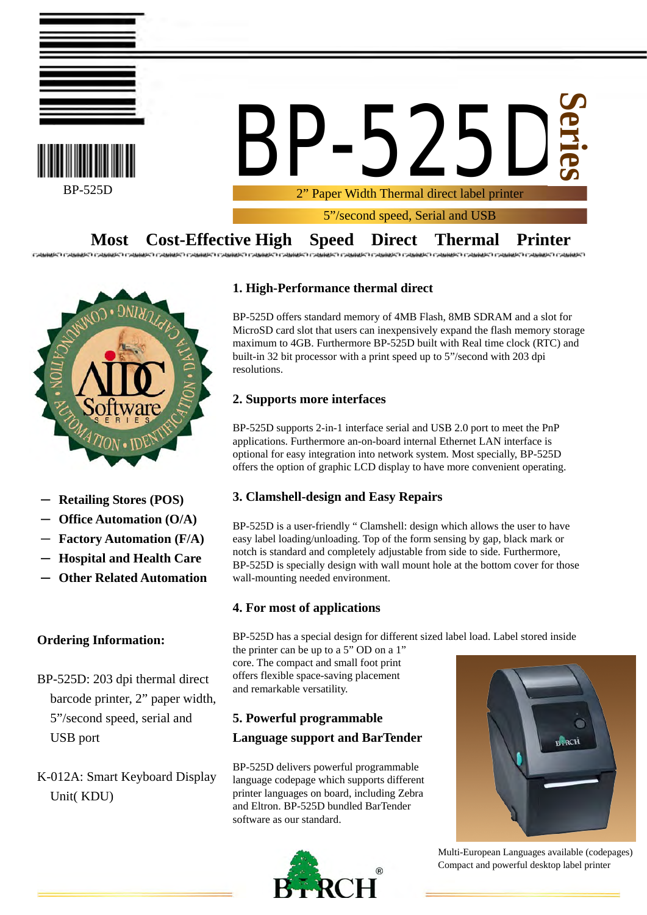BP-525D

# BP-525D Series

2" Paper Width Thermal direct label printer

5"/second speed, Serial and USB

## Most Cost-Effective High Speed Direct Thermal Printer

- Retailing Stores (POS)
- Office Automation (O/A)
- Factory Automation (F/A)
- Hospital and Health Care
- Other Related Automation

**Ordering Information:**

BP-525D: 203 dpi thermal direct barcode printer, 2" paper width, 5"/second speed, serial and USB port

K-012A: Smart Keyboard Display Unit( KDU)

### 1. High-Performance thermal direct

BP-525D offers standard memory of 4MB Flash, 8MB SDRAM and a slot for MicroSD card slot that users can inexpensively expand the flash memory storage maximum to 4GB. Furthermore BP-525D built with Real time clock (RTC) and built-in 32 bit processor with a print speed up to 5"/second with 203 dpi resolutions.

### 2. Supports more interfaces

BP-525D supports 2-in-1 interface serial and USB 2.0 port to meet the PnP applications. Furthermore an-on-board internal Ethernet LAN interface is optional for easy integration into network system. Most specially, BP-525D offers the option of graphic LCD display to have more convenient operating.

### 3. Clamshell-design and Easy Repairs

BP-525D is a user-friendly " Clamshell: design which allows the user to have easy label loading/unloading. Top of the form sensing by gap, black mark or notch is standard and completely adjustable from side to side. Furthermore, BP-525D is specially design with wall mount hole at the bottom cover for those wall-mounting needed environment.

### 4. For most of applications

BP-525D has a special design for different sized label load. Label stored inside the printer can be up to a 5" OD on a 1" core. The compact and small foot print offers flexible space-saving placement and remarkable versatility.

### 5. Powerful programmable Language support and BarTender

BP-525D delivers powerful programmable language codepage which supports different printer languages on board, including Zebra and Eltron. BP-525D bundled BarTender software as our standard.

Multi-European Languages available (codepages)
Compact and powerful desktop label printer

BIRCH®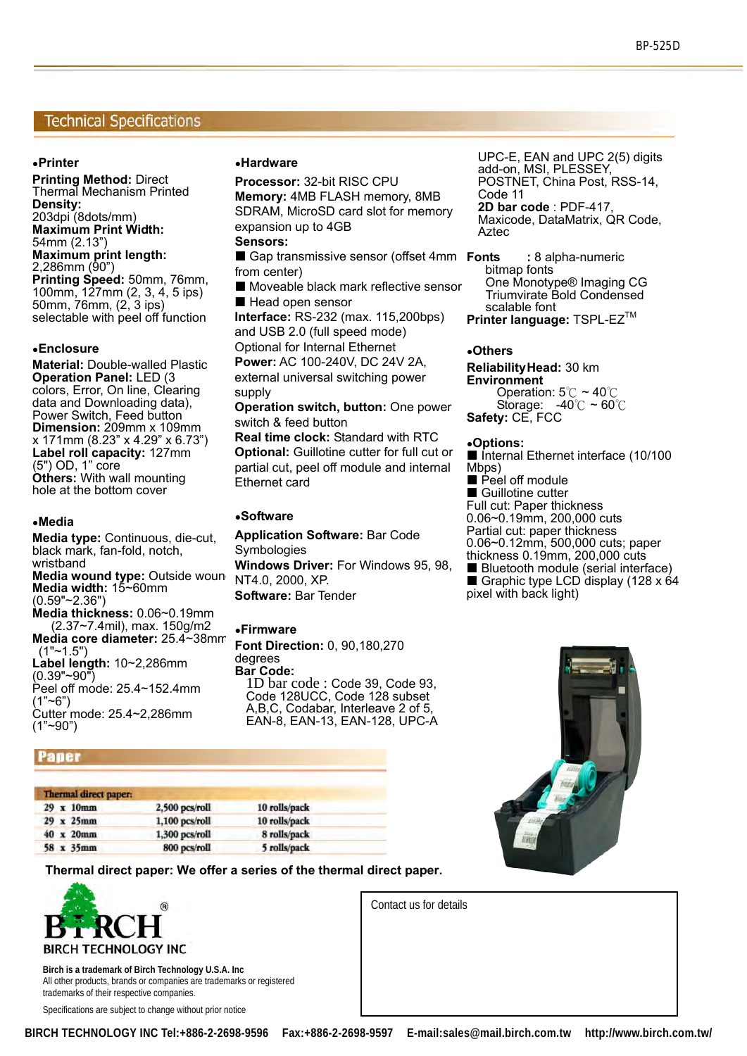## Technical Specifications

### •Printer

**Printing Method:** Direct Thermal Mechanism Printed
**Density:**
203dpi (8dots/mm)
**Maximum Print Width:**
54mm (2.13")
**Maximum print length:**
2,286mm (90")
**Printing Speed:** 50mm, 76mm, 100mm, 127mm (2, 3, 4, 5 ips) 50mm, 76mm, (2, 3 ips) selectable with peel off function

### •Enclosure

**Material:** Double-walled Plastic
**Operation Panel:** LED (3 colors, Error, On line, Clearing data and Downloading data), Power Switch, Feed button
**Dimension:** 209mm x 109mm x 171mm (8.23" x 4.29" x 6.73")
**Label roll capacity:** 127mm (5") OD, 1" core
**Others:** With wall mounting hole at the bottom cover

### •Media

**Media type:** Continuous, die-cut, black mark, fan-fold, notch, wristband
**Media wound type:** Outside wound
**Media width:** 15~60mm (0.59"~2.36")
**Media thickness:** 0.06~0.19mm (2.37~7.4mil), max. 150g/m2
**Media core diameter:** 25.4~38mm (1"~1.5")
**Label length:** 10~2,286mm (0.39"~90")
Peel off mode: 25.4~152.4mm (1"~6")
Cutter mode: 25.4~2,286mm (1"~90")

### •Hardware

**Processor:** 32-bit RISC CPU
**Memory:** 4MB FLASH memory, 8MB SDRAM, MicroSD card slot for memory expansion up to 4GB
**Sensors:**
■ Gap transmissive sensor (offset 4mm from center)
■ Moveable black mark reflective sensor
■ Head open sensor
**Interface:** RS-232 (max. 115,200bps) and USB 2.0 (full speed mode)
Optional for Internal Ethernet
**Power:** AC 100-240V, DC 24V 2A, external universal switching power supply
**Operation switch, button:** One power switch & feed button
**Real time clock:** Standard with RTC
**Optional:** Guillotine cutter for full cut or partial cut, peel off module and internal Ethernet card

### •Software

**Application Software:** Bar Code Symbologies
**Windows Driver:** For Windows 95, 98, NT4.0, 2000, XP.
**Software:** Bar Tender

### •Firmware

**Font Direction:** 0, 90,180,270 degrees
**Bar Code:**
1D bar code : Code 39, Code 93, Code 128UCC, Code 128 subset A,B,C, Codabar, Interleave 2 of 5, EAN-8, EAN-13, EAN-128, UPC-A UPC-E, EAN and UPC 2(5) digits add-on, MSI, PLESSEY, POSTNET, China Post, RSS-14, Code 11
**2D bar code** : PDF-417, Maxicode, DataMatrix, QR Code, Aztec
**Fonts** : 8 alpha-numeric bitmap fonts
One Monotype® Imaging CG Triumvirate Bold Condensed scalable font
**Printer language:** TSPL-EZ™

### •Others

**Reliability Head:** 30 km
**Environment**
Operation: 5℃ ~ 40℃
Storage: -40℃ ~ 60℃
**Safety:** CE, FCC

### •Options:

■ Internal Ethernet interface (10/100 Mbps)
■ Peel off module
■ Guillotine cutter
Full cut: Paper thickness 0.06~0.19mm, 200,000 cuts
Partial cut: paper thickness 0.06~0.12mm, 500,000 cuts; paper thickness 0.19mm, 200,000 cuts
■ Bluetooth module (serial interface)
■ Graphic type LCD display (128 x 64 pixel with back light)

## Paper

| Thermal direct paper: | | |
|---|---|---|
| 29 x 10mm | 2,500 pcs/roll | 10 rolls/pack |
| 29 x 25mm | 1,100 pcs/roll | 10 rolls/pack |
| 40 x 20mm | 1,300 pcs/roll | 8 rolls/pack |
| 58 x 35mm | 800 pcs/roll | 5 rolls/pack |

**Thermal direct paper: We offer a series of the thermal direct paper.**

BIRCH®
BIRCH TECHNOLOGY INC

**Birch is a trademark of Birch Technology U.S.A. Inc**
All other products, brands or companies are trademarks or registered trademarks of their respective companies.

Specifications are subject to change without prior notice

Contact us for details

**BIRCH TECHNOLOGY INC Tel:+886-2-2698-9596 Fax:+886-2-2698-9597 E-mail:sales@mail.birch.com.tw http://www.birch.com.tw/**